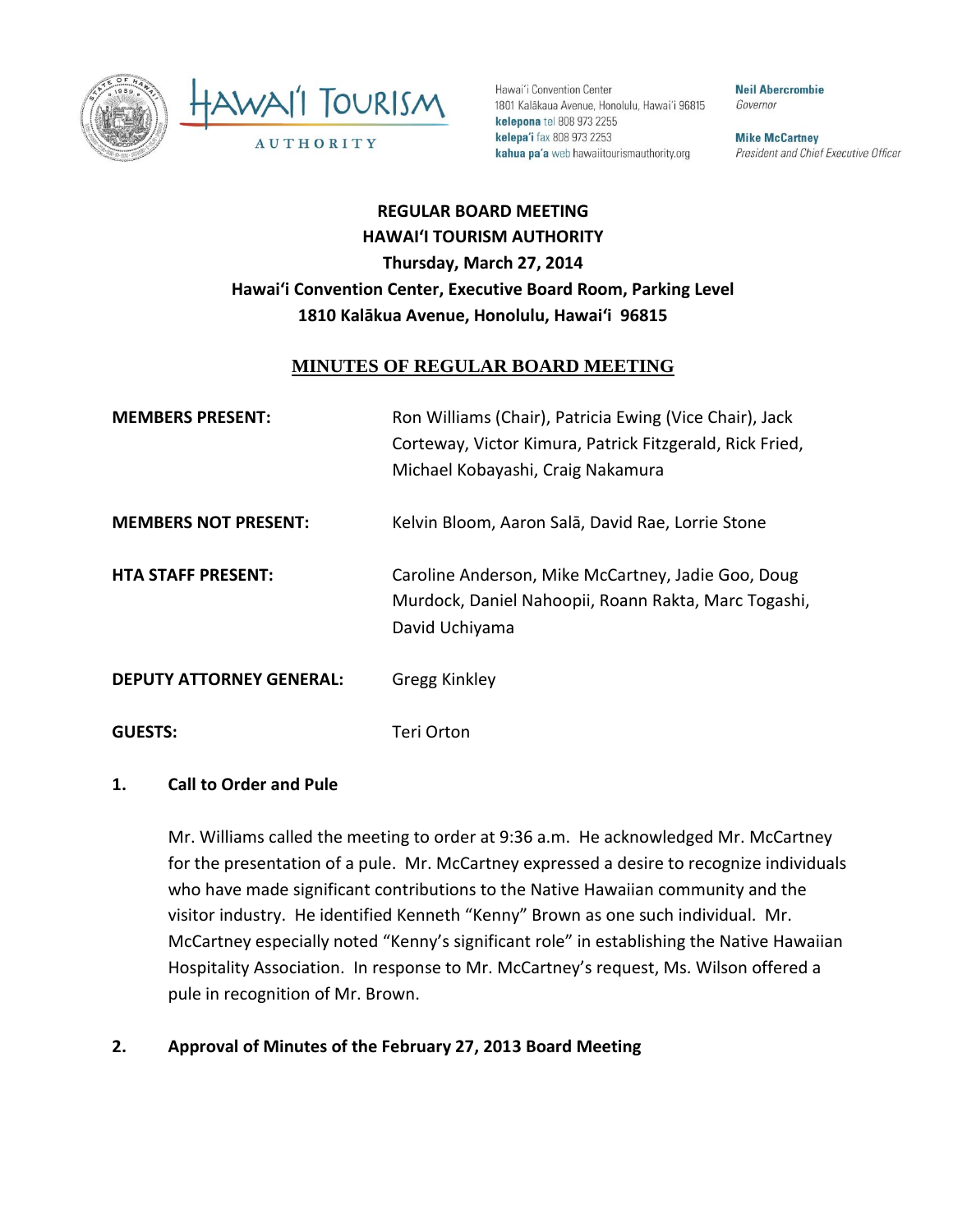Hawaiʻi Convention Center
1801 Kalākaua Avenue, Honolulu, Hawaiʻi 96815
**kelepona** tel 808 973 2255
**kelepaʻi** fax 808 973 2253
**kahua paʻa** web hawaiitourismauthority.org

**Neil Abercrombie**
*Governor*

**Mike McCartney**
*President and Chief Executive Officer*

**REGULAR BOARD MEETING**
**HAWAIʻI TOURISM AUTHORITY**
**Thursday, March 27, 2014**
**Hawaiʻi Convention Center, Executive Board Room, Parking Level**
**1810 Kalākua Avenue, Honolulu, Hawaiʻi 96815**

## MINUTES OF REGULAR BOARD MEETING

**MEMBERS PRESENT:** Ron Williams (Chair), Patricia Ewing (Vice Chair), Jack Corteway, Victor Kimura, Patrick Fitzgerald, Rick Fried, Michael Kobayashi, Craig Nakamura

**MEMBERS NOT PRESENT:** Kelvin Bloom, Aaron Salā, David Rae, Lorrie Stone

**HTA STAFF PRESENT:** Caroline Anderson, Mike McCartney, Jadie Goo, Doug Murdock, Daniel Nahoopii, Roann Rakta, Marc Togashi, David Uchiyama

**DEPUTY ATTORNEY GENERAL:** Gregg Kinkley

**GUESTS:** Teri Orton

### 1. Call to Order and Pule

Mr. Williams called the meeting to order at 9:36 a.m. He acknowledged Mr. McCartney for the presentation of a pule. Mr. McCartney expressed a desire to recognize individuals who have made significant contributions to the Native Hawaiian community and the visitor industry. He identified Kenneth "Kenny" Brown as one such individual. Mr. McCartney especially noted "Kenny's significant role" in establishing the Native Hawaiian Hospitality Association. In response to Mr. McCartney's request, Ms. Wilson offered a pule in recognition of Mr. Brown.

### 2. Approval of Minutes of the February 27, 2013 Board Meeting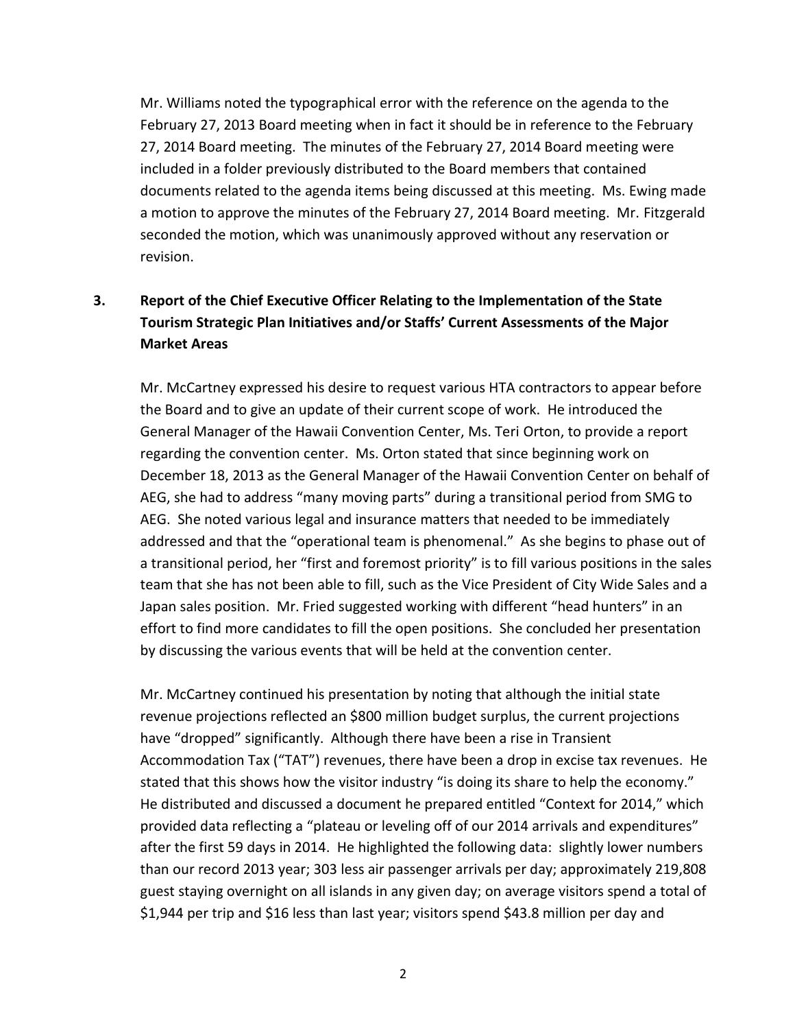Mr. Williams noted the typographical error with the reference on the agenda to the February 27, 2013 Board meeting when in fact it should be in reference to the February 27, 2014 Board meeting. The minutes of the February 27, 2014 Board meeting were included in a folder previously distributed to the Board members that contained documents related to the agenda items being discussed at this meeting. Ms. Ewing made a motion to approve the minutes of the February 27, 2014 Board meeting. Mr. Fitzgerald seconded the motion, which was unanimously approved without any reservation or revision.

## 3. Report of the Chief Executive Officer Relating to the Implementation of the State Tourism Strategic Plan Initiatives and/or Staffs' Current Assessments of the Major Market Areas

Mr. McCartney expressed his desire to request various HTA contractors to appear before the Board and to give an update of their current scope of work. He introduced the General Manager of the Hawaii Convention Center, Ms. Teri Orton, to provide a report regarding the convention center. Ms. Orton stated that since beginning work on December 18, 2013 as the General Manager of the Hawaii Convention Center on behalf of AEG, she had to address "many moving parts" during a transitional period from SMG to AEG. She noted various legal and insurance matters that needed to be immediately addressed and that the "operational team is phenomenal." As she begins to phase out of a transitional period, her "first and foremost priority" is to fill various positions in the sales team that she has not been able to fill, such as the Vice President of City Wide Sales and a Japan sales position. Mr. Fried suggested working with different "head hunters" in an effort to find more candidates to fill the open positions. She concluded her presentation by discussing the various events that will be held at the convention center.

Mr. McCartney continued his presentation by noting that although the initial state revenue projections reflected an $800 million budget surplus, the current projections have "dropped" significantly. Although there have been a rise in Transient Accommodation Tax ("TAT") revenues, there have been a drop in excise tax revenues. He stated that this shows how the visitor industry "is doing its share to help the economy." He distributed and discussed a document he prepared entitled "Context for 2014," which provided data reflecting a "plateau or leveling off of our 2014 arrivals and expenditures" after the first 59 days in 2014. He highlighted the following data: slightly lower numbers than our record 2013 year; 303 less air passenger arrivals per day; approximately 219,808 guest staying overnight on all islands in any given day; on average visitors spend a total of $1,944 per trip and $16 less than last year; visitors spend $43.8 million per day and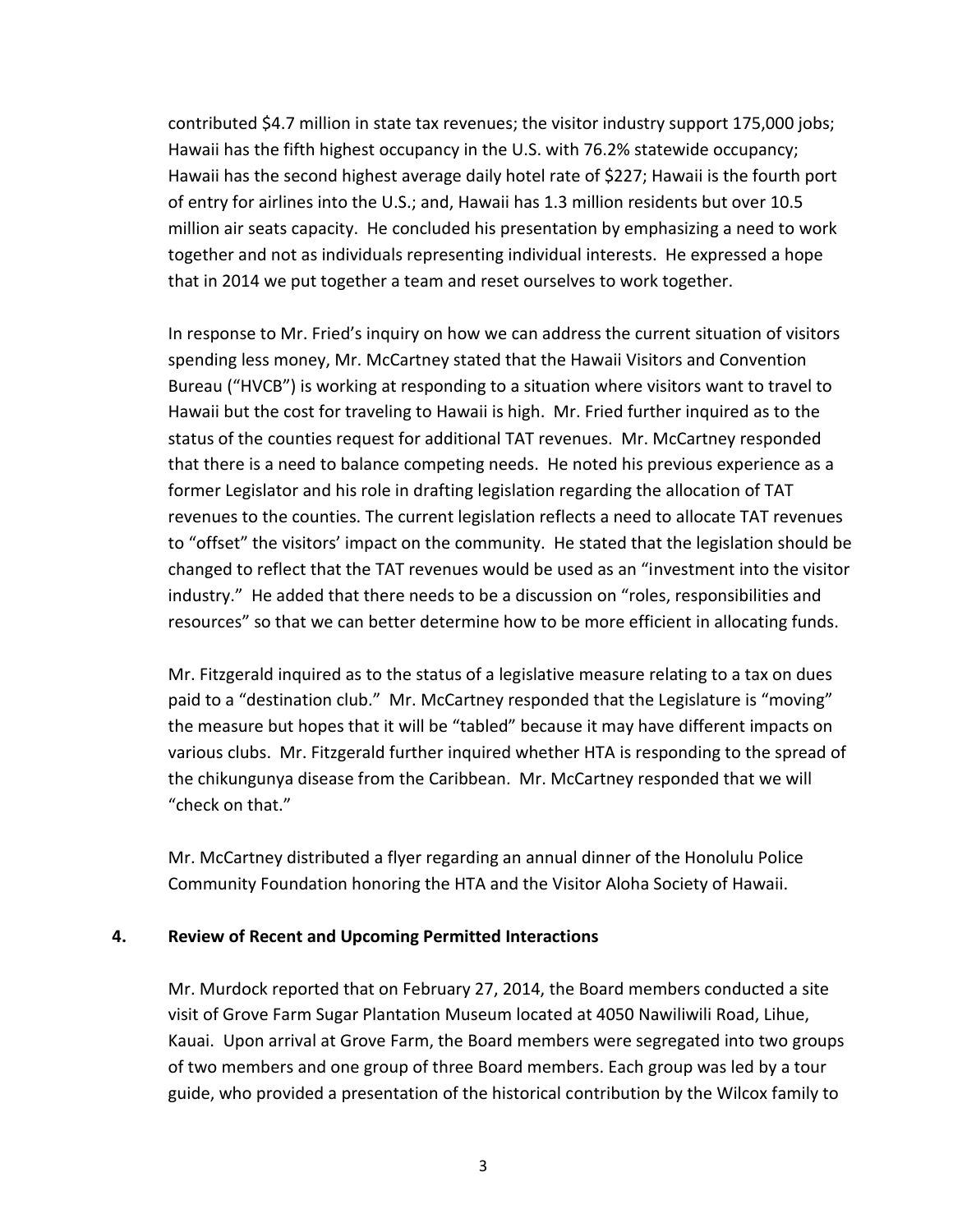contributed $4.7 million in state tax revenues; the visitor industry support 175,000 jobs; Hawaii has the fifth highest occupancy in the U.S. with 76.2% statewide occupancy; Hawaii has the second highest average daily hotel rate of $227; Hawaii is the fourth port of entry for airlines into the U.S.; and, Hawaii has 1.3 million residents but over 10.5 million air seats capacity. He concluded his presentation by emphasizing a need to work together and not as individuals representing individual interests. He expressed a hope that in 2014 we put together a team and reset ourselves to work together.

In response to Mr. Fried's inquiry on how we can address the current situation of visitors spending less money, Mr. McCartney stated that the Hawaii Visitors and Convention Bureau ("HVCB") is working at responding to a situation where visitors want to travel to Hawaii but the cost for traveling to Hawaii is high. Mr. Fried further inquired as to the status of the counties request for additional TAT revenues. Mr. McCartney responded that there is a need to balance competing needs. He noted his previous experience as a former Legislator and his role in drafting legislation regarding the allocation of TAT revenues to the counties. The current legislation reflects a need to allocate TAT revenues to "offset" the visitors' impact on the community. He stated that the legislation should be changed to reflect that the TAT revenues would be used as an "investment into the visitor industry." He added that there needs to be a discussion on "roles, responsibilities and resources" so that we can better determine how to be more efficient in allocating funds.

Mr. Fitzgerald inquired as to the status of a legislative measure relating to a tax on dues paid to a "destination club." Mr. McCartney responded that the Legislature is "moving" the measure but hopes that it will be "tabled" because it may have different impacts on various clubs. Mr. Fitzgerald further inquired whether HTA is responding to the spread of the chikungunya disease from the Caribbean. Mr. McCartney responded that we will "check on that."

Mr. McCartney distributed a flyer regarding an annual dinner of the Honolulu Police Community Foundation honoring the HTA and the Visitor Aloha Society of Hawaii.

## 4. Review of Recent and Upcoming Permitted Interactions

Mr. Murdock reported that on February 27, 2014, the Board members conducted a site visit of Grove Farm Sugar Plantation Museum located at 4050 Nawiliwili Road, Lihue, Kauai. Upon arrival at Grove Farm, the Board members were segregated into two groups of two members and one group of three Board members. Each group was led by a tour guide, who provided a presentation of the historical contribution by the Wilcox family to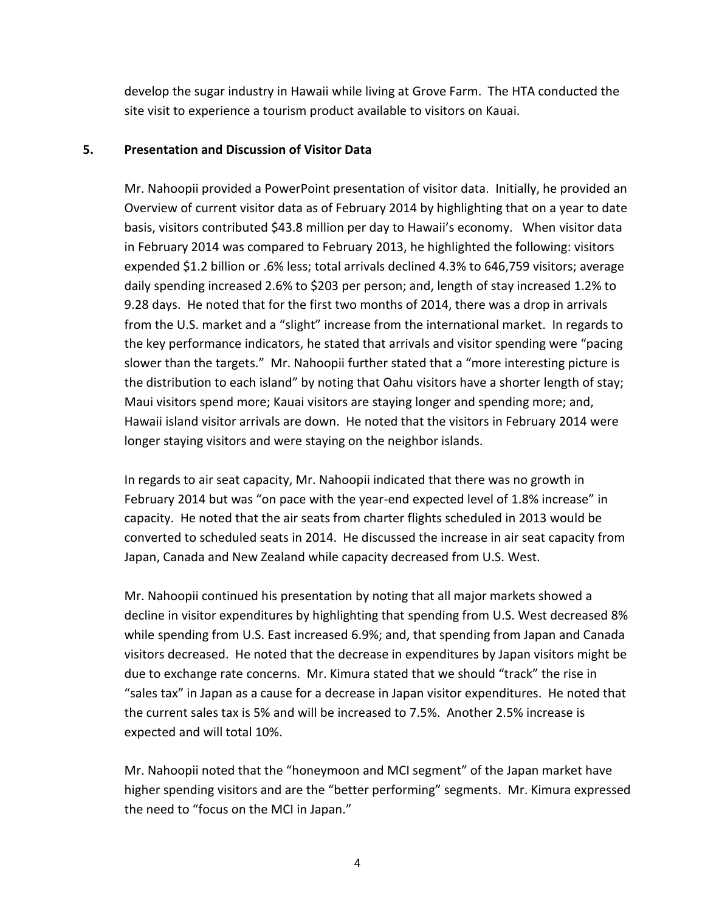develop the sugar industry in Hawaii while living at Grove Farm. The HTA conducted the site visit to experience a tourism product available to visitors on Kauai.

## 5. Presentation and Discussion of Visitor Data

Mr. Nahoopii provided a PowerPoint presentation of visitor data. Initially, he provided an Overview of current visitor data as of February 2014 by highlighting that on a year to date basis, visitors contributed $43.8 million per day to Hawaii's economy. When visitor data in February 2014 was compared to February 2013, he highlighted the following: visitors expended $1.2 billion or .6% less; total arrivals declined 4.3% to 646,759 visitors; average daily spending increased 2.6% to $203 per person; and, length of stay increased 1.2% to 9.28 days. He noted that for the first two months of 2014, there was a drop in arrivals from the U.S. market and a "slight" increase from the international market. In regards to the key performance indicators, he stated that arrivals and visitor spending were "pacing slower than the targets." Mr. Nahoopii further stated that a "more interesting picture is the distribution to each island" by noting that Oahu visitors have a shorter length of stay; Maui visitors spend more; Kauai visitors are staying longer and spending more; and, Hawaii island visitor arrivals are down. He noted that the visitors in February 2014 were longer staying visitors and were staying on the neighbor islands.

In regards to air seat capacity, Mr. Nahoopii indicated that there was no growth in February 2014 but was "on pace with the year-end expected level of 1.8% increase" in capacity. He noted that the air seats from charter flights scheduled in 2013 would be converted to scheduled seats in 2014. He discussed the increase in air seat capacity from Japan, Canada and New Zealand while capacity decreased from U.S. West.

Mr. Nahoopii continued his presentation by noting that all major markets showed a decline in visitor expenditures by highlighting that spending from U.S. West decreased 8% while spending from U.S. East increased 6.9%; and, that spending from Japan and Canada visitors decreased. He noted that the decrease in expenditures by Japan visitors might be due to exchange rate concerns. Mr. Kimura stated that we should "track" the rise in "sales tax" in Japan as a cause for a decrease in Japan visitor expenditures. He noted that the current sales tax is 5% and will be increased to 7.5%. Another 2.5% increase is expected and will total 10%.

Mr. Nahoopii noted that the "honeymoon and MCI segment" of the Japan market have higher spending visitors and are the "better performing" segments. Mr. Kimura expressed the need to "focus on the MCI in Japan."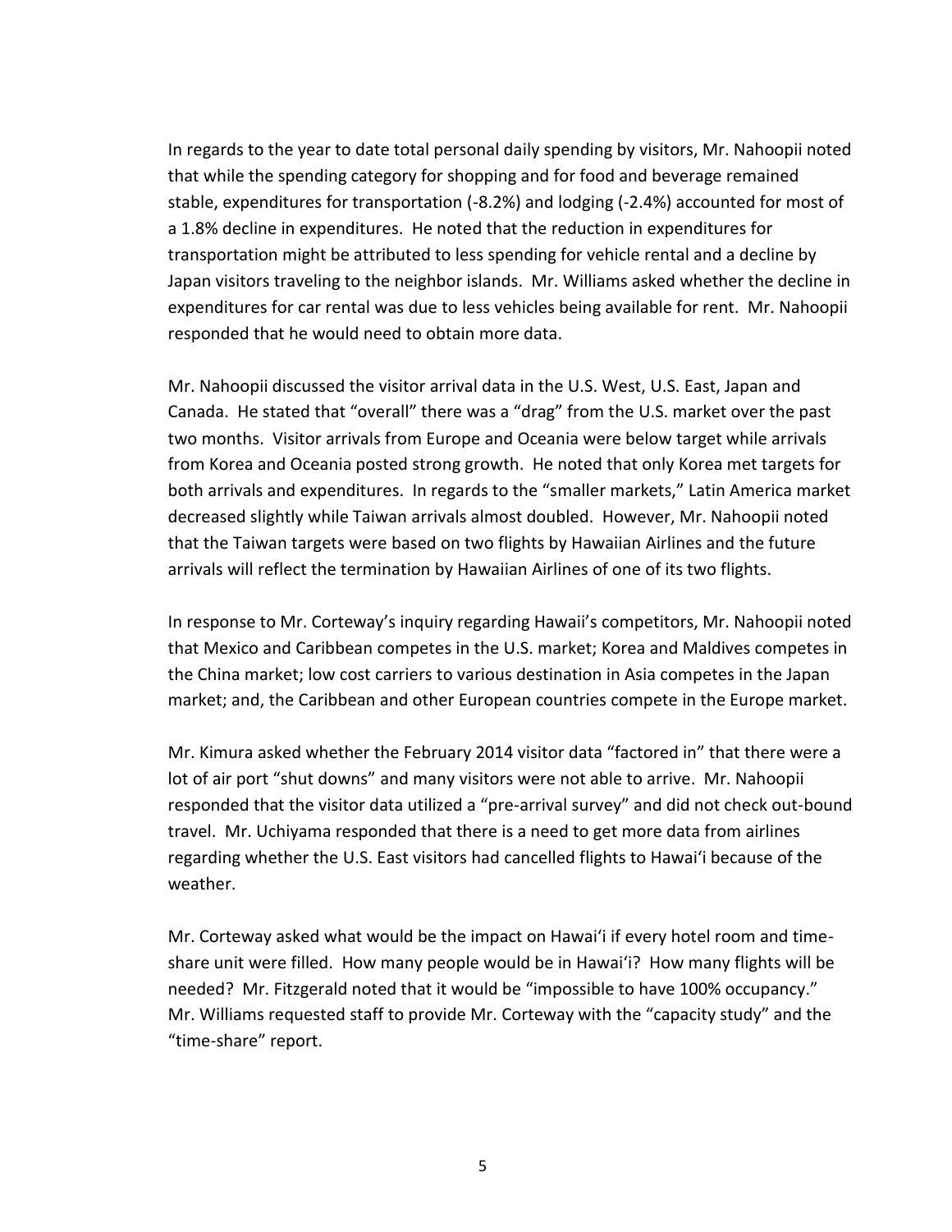In regards to the year to date total personal daily spending by visitors, Mr. Nahoopii noted that while the spending category for shopping and for food and beverage remained stable, expenditures for transportation (-8.2%) and lodging (-2.4%) accounted for most of a 1.8% decline in expenditures. He noted that the reduction in expenditures for transportation might be attributed to less spending for vehicle rental and a decline by Japan visitors traveling to the neighbor islands. Mr. Williams asked whether the decline in expenditures for car rental was due to less vehicles being available for rent. Mr. Nahoopii responded that he would need to obtain more data.

Mr. Nahoopii discussed the visitor arrival data in the U.S. West, U.S. East, Japan and Canada. He stated that "overall" there was a "drag" from the U.S. market over the past two months. Visitor arrivals from Europe and Oceania were below target while arrivals from Korea and Oceania posted strong growth. He noted that only Korea met targets for both arrivals and expenditures. In regards to the "smaller markets," Latin America market decreased slightly while Taiwan arrivals almost doubled. However, Mr. Nahoopii noted that the Taiwan targets were based on two flights by Hawaiian Airlines and the future arrivals will reflect the termination by Hawaiian Airlines of one of its two flights.

In response to Mr. Corteway's inquiry regarding Hawaii's competitors, Mr. Nahoopii noted that Mexico and Caribbean competes in the U.S. market; Korea and Maldives competes in the China market; low cost carriers to various destination in Asia competes in the Japan market; and, the Caribbean and other European countries compete in the Europe market.

Mr. Kimura asked whether the February 2014 visitor data "factored in" that there were a lot of air port "shut downs" and many visitors were not able to arrive. Mr. Nahoopii responded that the visitor data utilized a "pre-arrival survey" and did not check out-bound travel. Mr. Uchiyama responded that there is a need to get more data from airlines regarding whether the U.S. East visitors had cancelled flights to Hawai'i because of the weather.

Mr. Corteway asked what would be the impact on Hawai'i if every hotel room and time-share unit were filled. How many people would be in Hawai'i? How many flights will be needed? Mr. Fitzgerald noted that it would be "impossible to have 100% occupancy." Mr. Williams requested staff to provide Mr. Corteway with the "capacity study" and the "time-share" report.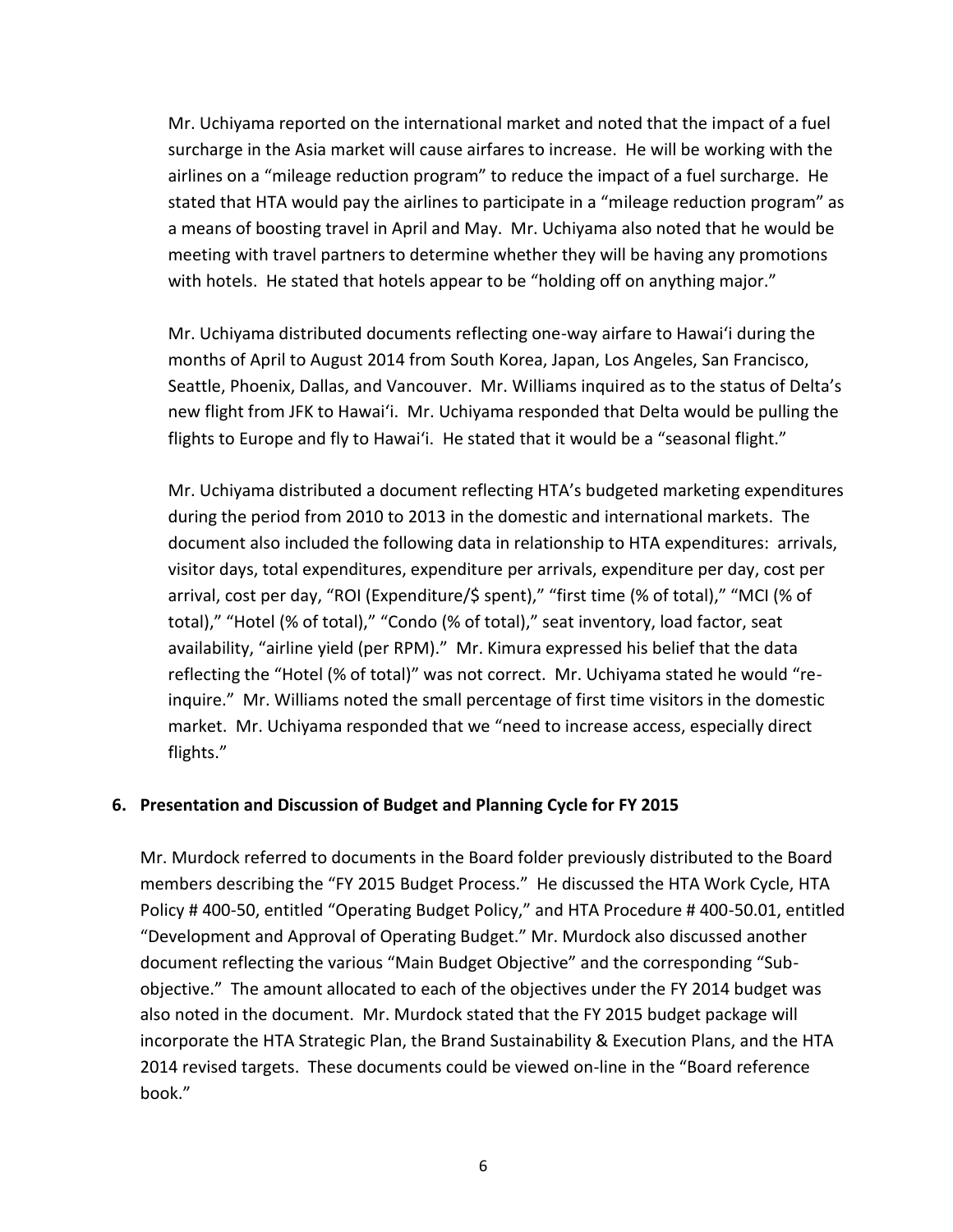Mr. Uchiyama reported on the international market and noted that the impact of a fuel surcharge in the Asia market will cause airfares to increase. He will be working with the airlines on a "mileage reduction program" to reduce the impact of a fuel surcharge. He stated that HTA would pay the airlines to participate in a "mileage reduction program" as a means of boosting travel in April and May. Mr. Uchiyama also noted that he would be meeting with travel partners to determine whether they will be having any promotions with hotels. He stated that hotels appear to be "holding off on anything major."

Mr. Uchiyama distributed documents reflecting one-way airfare to Hawai'i during the months of April to August 2014 from South Korea, Japan, Los Angeles, San Francisco, Seattle, Phoenix, Dallas, and Vancouver. Mr. Williams inquired as to the status of Delta's new flight from JFK to Hawai'i. Mr. Uchiyama responded that Delta would be pulling the flights to Europe and fly to Hawai'i. He stated that it would be a "seasonal flight."

Mr. Uchiyama distributed a document reflecting HTA's budgeted marketing expenditures during the period from 2010 to 2013 in the domestic and international markets. The document also included the following data in relationship to HTA expenditures: arrivals, visitor days, total expenditures, expenditure per arrivals, expenditure per day, cost per arrival, cost per day, "ROI (Expenditure/$ spent)," "first time (% of total)," "MCI (% of total)," "Hotel (% of total)," "Condo (% of total)," seat inventory, load factor, seat availability, "airline yield (per RPM)." Mr. Kimura expressed his belief that the data reflecting the "Hotel (% of total)" was not correct. Mr. Uchiyama stated he would "re-inquire." Mr. Williams noted the small percentage of first time visitors in the domestic market. Mr. Uchiyama responded that we "need to increase access, especially direct flights."

### 6. Presentation and Discussion of Budget and Planning Cycle for FY 2015

Mr. Murdock referred to documents in the Board folder previously distributed to the Board members describing the "FY 2015 Budget Process." He discussed the HTA Work Cycle, HTA Policy # 400-50, entitled "Operating Budget Policy," and HTA Procedure # 400-50.01, entitled "Development and Approval of Operating Budget." Mr. Murdock also discussed another document reflecting the various "Main Budget Objective" and the corresponding "Sub-objective." The amount allocated to each of the objectives under the FY 2014 budget was also noted in the document. Mr. Murdock stated that the FY 2015 budget package will incorporate the HTA Strategic Plan, the Brand Sustainability & Execution Plans, and the HTA 2014 revised targets. These documents could be viewed on-line in the "Board reference book."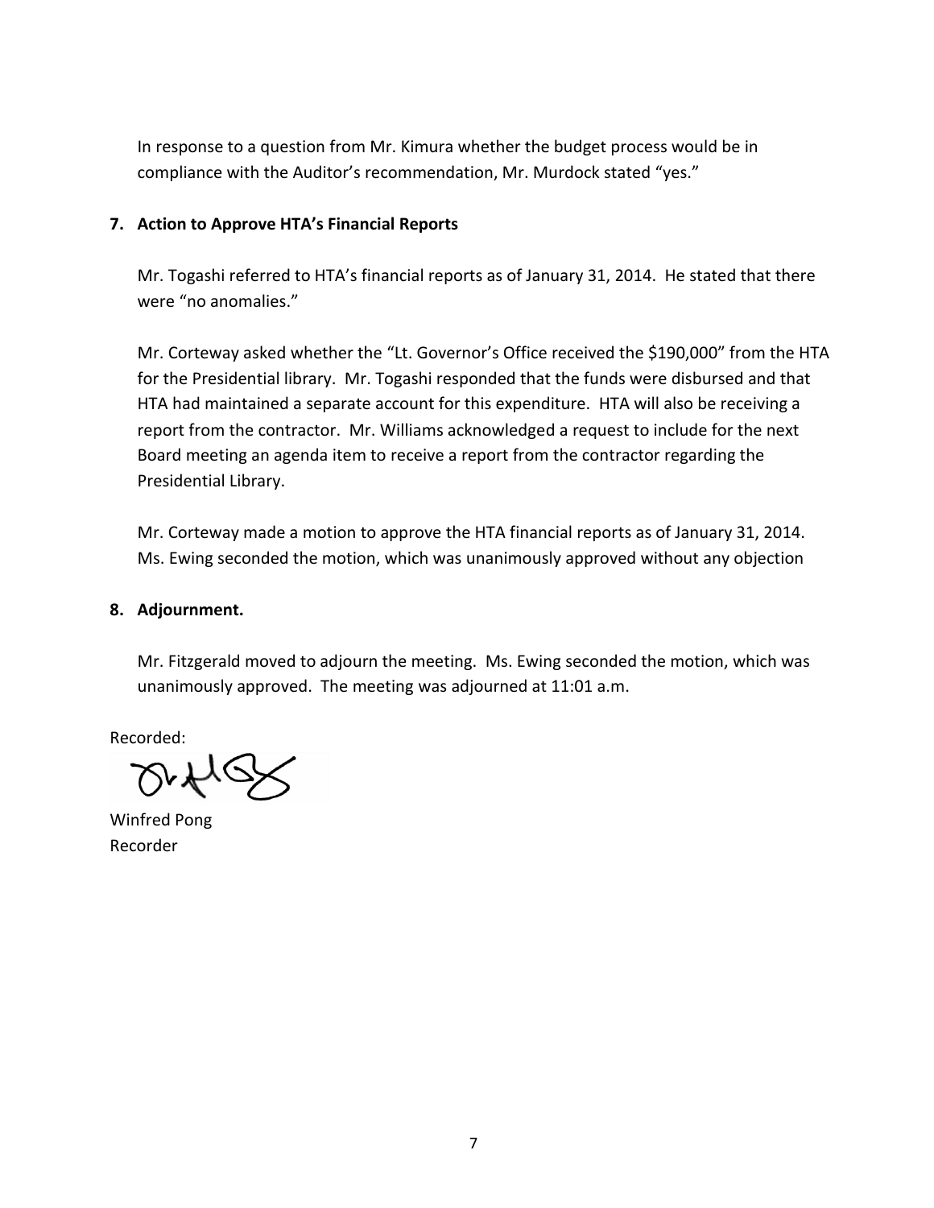In response to a question from Mr. Kimura whether the budget process would be in compliance with the Auditor's recommendation, Mr. Murdock stated "yes."

**7. Action to Approve HTA's Financial Reports**

Mr. Togashi referred to HTA's financial reports as of January 31, 2014. He stated that there were "no anomalies."

Mr. Corteway asked whether the "Lt. Governor's Office received the $190,000" from the HTA for the Presidential library. Mr. Togashi responded that the funds were disbursed and that HTA had maintained a separate account for this expenditure. HTA will also be receiving a report from the contractor. Mr. Williams acknowledged a request to include for the next Board meeting an agenda item to receive a report from the contractor regarding the Presidential Library.

Mr. Corteway made a motion to approve the HTA financial reports as of January 31, 2014. Ms. Ewing seconded the motion, which was unanimously approved without any objection

**8. Adjournment.**

Mr. Fitzgerald moved to adjourn the meeting. Ms. Ewing seconded the motion, which was unanimously approved. The meeting was adjourned at 11:01 a.m.

Recorded:

Winfred Pong
Recorder